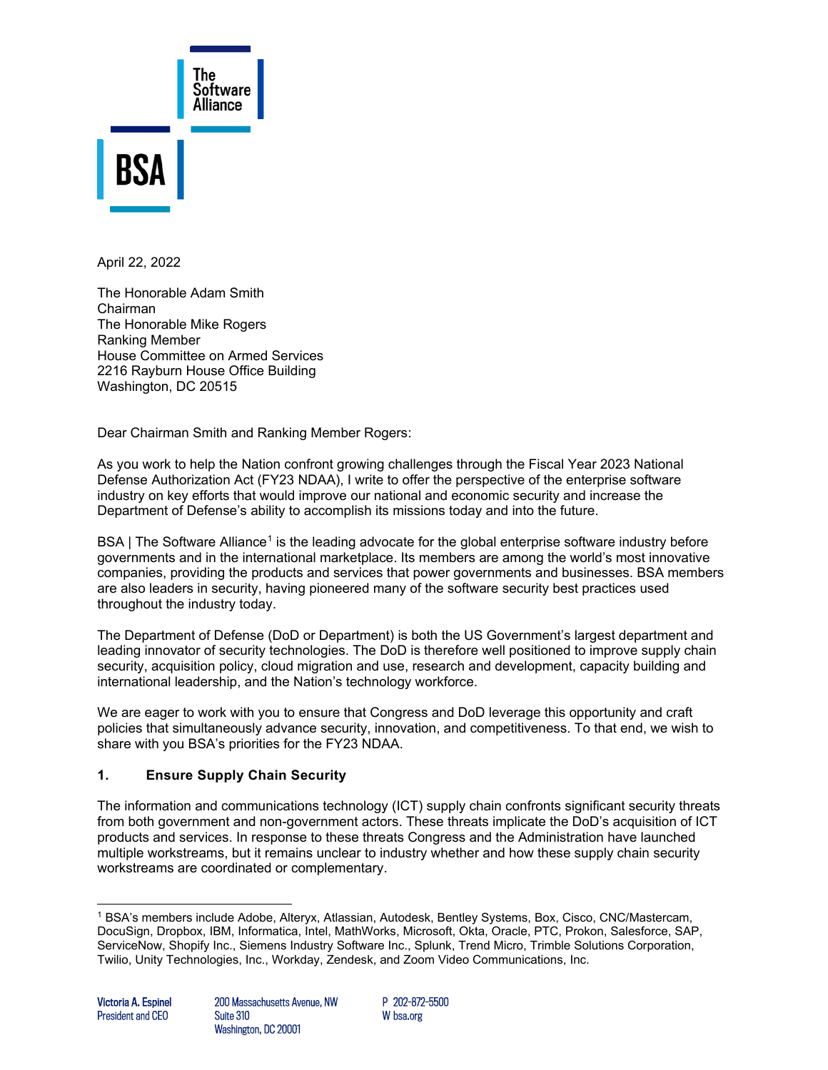The Software Alliance

BSA

April 22, 2022

The Honorable Adam Smith
Chairman
The Honorable Mike Rogers
Ranking Member
House Committee on Armed Services
2216 Rayburn House Office Building
Washington, DC 20515

Dear Chairman Smith and Ranking Member Rogers:

As you work to help the Nation confront growing challenges through the Fiscal Year 2023 National Defense Authorization Act (FY23 NDAA), I write to offer the perspective of the enterprise software industry on key efforts that would improve our national and economic security and increase the Department of Defense's ability to accomplish its missions today and into the future.

BSA | The Software Alliance[1] is the leading advocate for the global enterprise software industry before governments and in the international marketplace. Its members are among the world's most innovative companies, providing the products and services that power governments and businesses. BSA members are also leaders in security, having pioneered many of the software security best practices used throughout the industry today.

The Department of Defense (DoD or Department) is both the US Government's largest department and leading innovator of security technologies. The DoD is therefore well positioned to improve supply chain security, acquisition policy, cloud migration and use, research and development, capacity building and international leadership, and the Nation's technology workforce.

We are eager to work with you to ensure that Congress and DoD leverage this opportunity and craft policies that simultaneously advance security, innovation, and competitiveness. To that end, we wish to share with you BSA's priorities for the FY23 NDAA.

## 1. Ensure Supply Chain Security

The information and communications technology (ICT) supply chain confronts significant security threats from both government and non-government actors. These threats implicate the DoD's acquisition of ICT products and services. In response to these threats Congress and the Administration have launched multiple workstreams, but it remains unclear to industry whether and how these supply chain security workstreams are coordinated or complementary.

[1] BSA's members include Adobe, Alteryx, Atlassian, Autodesk, Bentley Systems, Box, Cisco, CNC/Mastercam, DocuSign, Dropbox, IBM, Informatica, Intel, MathWorks, Microsoft, Okta, Oracle, PTC, Prokon, Salesforce, SAP, ServiceNow, Shopify Inc., Siemens Industry Software Inc., Splunk, Trend Micro, Trimble Solutions Corporation, Twilio, Unity Technologies, Inc., Workday, Zendesk, and Zoom Video Communications, Inc.

Victoria A. Espinel
President and CEO

200 Massachusetts Avenue, NW
Suite 310
Washington, DC 20001

P 202-872-5500
W bsa.org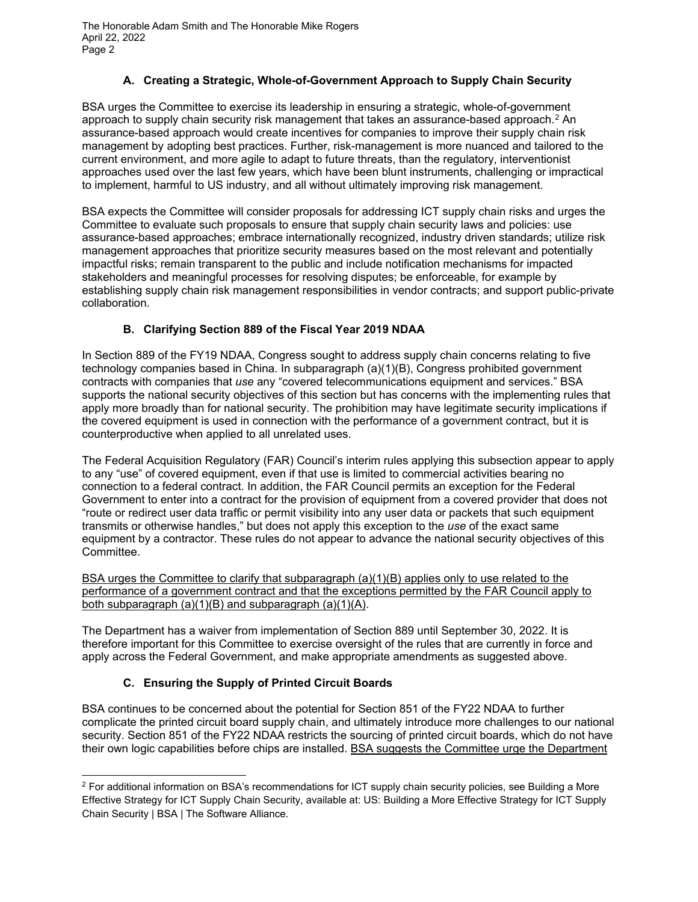### A. Creating a Strategic, Whole-of-Government Approach to Supply Chain Security

BSA urges the Committee to exercise its leadership in ensuring a strategic, whole-of-government approach to supply chain security risk management that takes an assurance-based approach.[2] An assurance-based approach would create incentives for companies to improve their supply chain risk management by adopting best practices. Further, risk-management is more nuanced and tailored to the current environment, and more agile to adapt to future threats, than the regulatory, interventionist approaches used over the last few years, which have been blunt instruments, challenging or impractical to implement, harmful to US industry, and all without ultimately improving risk management.

BSA expects the Committee will consider proposals for addressing ICT supply chain risks and urges the Committee to evaluate such proposals to ensure that supply chain security laws and policies: use assurance-based approaches; embrace internationally recognized, industry driven standards; utilize risk management approaches that prioritize security measures based on the most relevant and potentially impactful risks; remain transparent to the public and include notification mechanisms for impacted stakeholders and meaningful processes for resolving disputes; be enforceable, for example by establishing supply chain risk management responsibilities in vendor contracts; and support public-private collaboration.

### B. Clarifying Section 889 of the Fiscal Year 2019 NDAA

In Section 889 of the FY19 NDAA, Congress sought to address supply chain concerns relating to five technology companies based in China. In subparagraph (a)(1)(B), Congress prohibited government contracts with companies that *use* any "covered telecommunications equipment and services." BSA supports the national security objectives of this section but has concerns with the implementing rules that apply more broadly than for national security. The prohibition may have legitimate security implications if the covered equipment is used in connection with the performance of a government contract, but it is counterproductive when applied to all unrelated uses.

The Federal Acquisition Regulatory (FAR) Council's interim rules applying this subsection appear to apply to any "use" of covered equipment, even if that use is limited to commercial activities bearing no connection to a federal contract. In addition, the FAR Council permits an exception for the Federal Government to enter into a contract for the provision of equipment from a covered provider that does not "route or redirect user data traffic or permit visibility into any user data or packets that such equipment transmits or otherwise handles," but does not apply this exception to the *use* of the exact same equipment by a contractor. These rules do not appear to advance the national security objectives of this Committee.

<u>BSA urges the Committee to clarify that subparagraph (a)(1)(B) applies only to use related to the performance of a government contract and that the exceptions permitted by the FAR Council apply to both subparagraph (a)(1)(B) and subparagraph (a)(1)(A).</u>

The Department has a waiver from implementation of Section 889 until September 30, 2022. It is therefore important for this Committee to exercise oversight of the rules that are currently in force and apply across the Federal Government, and make appropriate amendments as suggested above.

### C. Ensuring the Supply of Printed Circuit Boards

BSA continues to be concerned about the potential for Section 851 of the FY22 NDAA to further complicate the printed circuit board supply chain, and ultimately introduce more challenges to our national security. Section 851 of the FY22 NDAA restricts the sourcing of printed circuit boards, which do not have their own logic capabilities before chips are installed. <u>BSA suggests the Committee urge the Department</u>

---

[2] For additional information on BSA's recommendations for ICT supply chain security policies, see Building a More Effective Strategy for ICT Supply Chain Security, available at: US: Building a More Effective Strategy for ICT Supply Chain Security | BSA | The Software Alliance.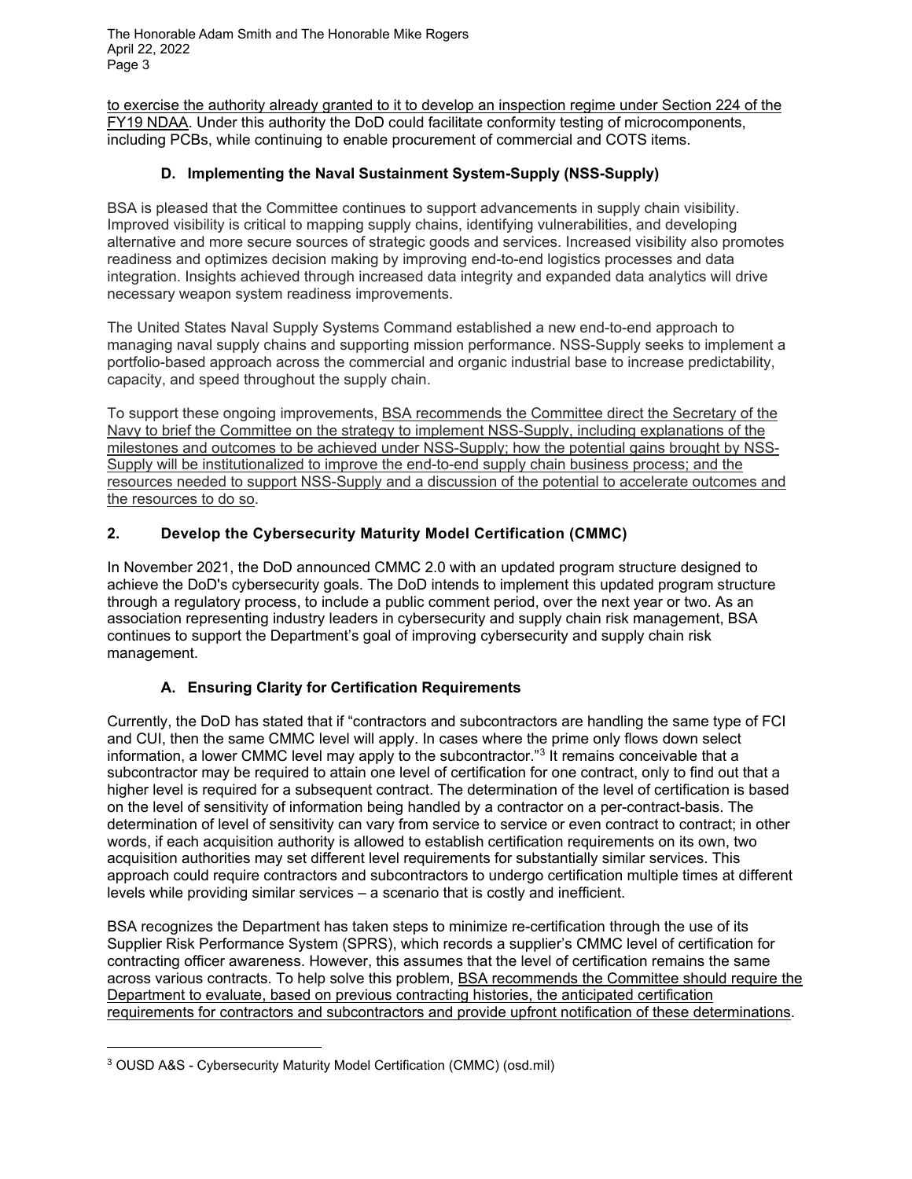to exercise the authority already granted to it to develop an inspection regime under Section 224 of the FY19 NDAA. Under this authority the DoD could facilitate conformity testing of microcomponents, including PCBs, while continuing to enable procurement of commercial and COTS items.

### D. Implementing the Naval Sustainment System-Supply (NSS-Supply)

BSA is pleased that the Committee continues to support advancements in supply chain visibility. Improved visibility is critical to mapping supply chains, identifying vulnerabilities, and developing alternative and more secure sources of strategic goods and services. Increased visibility also promotes readiness and optimizes decision making by improving end-to-end logistics processes and data integration. Insights achieved through increased data integrity and expanded data analytics will drive necessary weapon system readiness improvements.

The United States Naval Supply Systems Command established a new end-to-end approach to managing naval supply chains and supporting mission performance. NSS-Supply seeks to implement a portfolio-based approach across the commercial and organic industrial base to increase predictability, capacity, and speed throughout the supply chain.

To support these ongoing improvements, BSA recommends the Committee direct the Secretary of the Navy to brief the Committee on the strategy to implement NSS-Supply, including explanations of the milestones and outcomes to be achieved under NSS-Supply; how the potential gains brought by NSS-Supply will be institutionalized to improve the end-to-end supply chain business process; and the resources needed to support NSS-Supply and a discussion of the potential to accelerate outcomes and the resources to do so.

## 2. Develop the Cybersecurity Maturity Model Certification (CMMC)

In November 2021, the DoD announced CMMC 2.0 with an updated program structure designed to achieve the DoD's cybersecurity goals. The DoD intends to implement this updated program structure through a regulatory process, to include a public comment period, over the next year or two. As an association representing industry leaders in cybersecurity and supply chain risk management, BSA continues to support the Department's goal of improving cybersecurity and supply chain risk management.

### A. Ensuring Clarity for Certification Requirements

Currently, the DoD has stated that if "contractors and subcontractors are handling the same type of FCI and CUI, then the same CMMC level will apply. In cases where the prime only flows down select information, a lower CMMC level may apply to the subcontractor."[3] It remains conceivable that a subcontractor may be required to attain one level of certification for one contract, only to find out that a higher level is required for a subsequent contract. The determination of the level of certification is based on the level of sensitivity of information being handled by a contractor on a per-contract-basis. The determination of level of sensitivity can vary from service to service or even contract to contract; in other words, if each acquisition authority is allowed to establish certification requirements on its own, two acquisition authorities may set different level requirements for substantially similar services. This approach could require contractors and subcontractors to undergo certification multiple times at different levels while providing similar services – a scenario that is costly and inefficient.

BSA recognizes the Department has taken steps to minimize re-certification through the use of its Supplier Risk Performance System (SPRS), which records a supplier's CMMC level of certification for contracting officer awareness. However, this assumes that the level of certification remains the same across various contracts. To help solve this problem, BSA recommends the Committee should require the Department to evaluate, based on previous contracting histories, the anticipated certification requirements for contractors and subcontractors and provide upfront notification of these determinations.

[3] OUSD A&S - Cybersecurity Maturity Model Certification (CMMC) (osd.mil)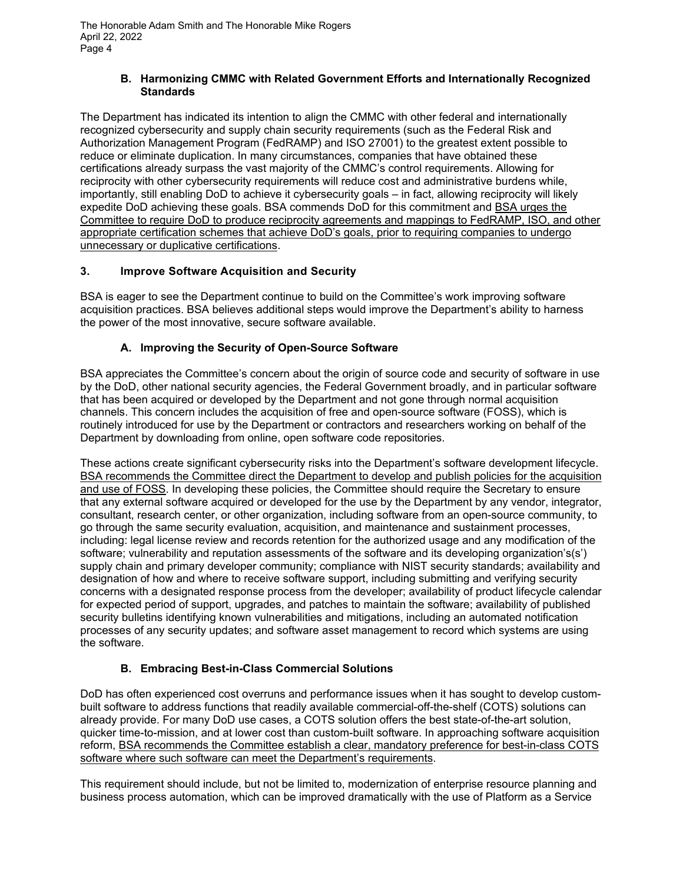### B. Harmonizing CMMC with Related Government Efforts and Internationally Recognized Standards

The Department has indicated its intention to align the CMMC with other federal and internationally recognized cybersecurity and supply chain security requirements (such as the Federal Risk and Authorization Management Program (FedRAMP) and ISO 27001) to the greatest extent possible to reduce or eliminate duplication. In many circumstances, companies that have obtained these certifications already surpass the vast majority of the CMMC's control requirements. Allowing for reciprocity with other cybersecurity requirements will reduce cost and administrative burdens while, importantly, still enabling DoD to achieve it cybersecurity goals – in fact, allowing reciprocity will likely expedite DoD achieving these goals. BSA commends DoD for this commitment and <u>BSA urges the Committee to require DoD to produce reciprocity agreements and mappings to FedRAMP, ISO, and other appropriate certification schemes that achieve DoD's goals, prior to requiring companies to undergo unnecessary or duplicative certifications</u>.

## 3. Improve Software Acquisition and Security

BSA is eager to see the Department continue to build on the Committee's work improving software acquisition practices. BSA believes additional steps would improve the Department's ability to harness the power of the most innovative, secure software available.

### A. Improving the Security of Open-Source Software

BSA appreciates the Committee's concern about the origin of source code and security of software in use by the DoD, other national security agencies, the Federal Government broadly, and in particular software that has been acquired or developed by the Department and not gone through normal acquisition channels. This concern includes the acquisition of free and open-source software (FOSS), which is routinely introduced for use by the Department or contractors and researchers working on behalf of the Department by downloading from online, open software code repositories.

These actions create significant cybersecurity risks into the Department's software development lifecycle. <u>BSA recommends the Committee direct the Department to develop and publish policies for the acquisition and use of FOSS</u>. In developing these policies, the Committee should require the Secretary to ensure that any external software acquired or developed for the use by the Department by any vendor, integrator, consultant, research center, or other organization, including software from an open-source community, to go through the same security evaluation, acquisition, and maintenance and sustainment processes, including: legal license review and records retention for the authorized usage and any modification of the software; vulnerability and reputation assessments of the software and its developing organization's(s') supply chain and primary developer community; compliance with NIST security standards; availability and designation of how and where to receive software support, including submitting and verifying security concerns with a designated response process from the developer; availability of product lifecycle calendar for expected period of support, upgrades, and patches to maintain the software; availability of published security bulletins identifying known vulnerabilities and mitigations, including an automated notification processes of any security updates; and software asset management to record which systems are using the software.

### B. Embracing Best-in-Class Commercial Solutions

DoD has often experienced cost overruns and performance issues when it has sought to develop custom-built software to address functions that readily available commercial-off-the-shelf (COTS) solutions can already provide. For many DoD use cases, a COTS solution offers the best state-of-the-art solution, quicker time-to-mission, and at lower cost than custom-built software. In approaching software acquisition reform, <u>BSA recommends the Committee establish a clear, mandatory preference for best-in-class COTS software where such software can meet the Department's requirements</u>.

This requirement should include, but not be limited to, modernization of enterprise resource planning and business process automation, which can be improved dramatically with the use of Platform as a Service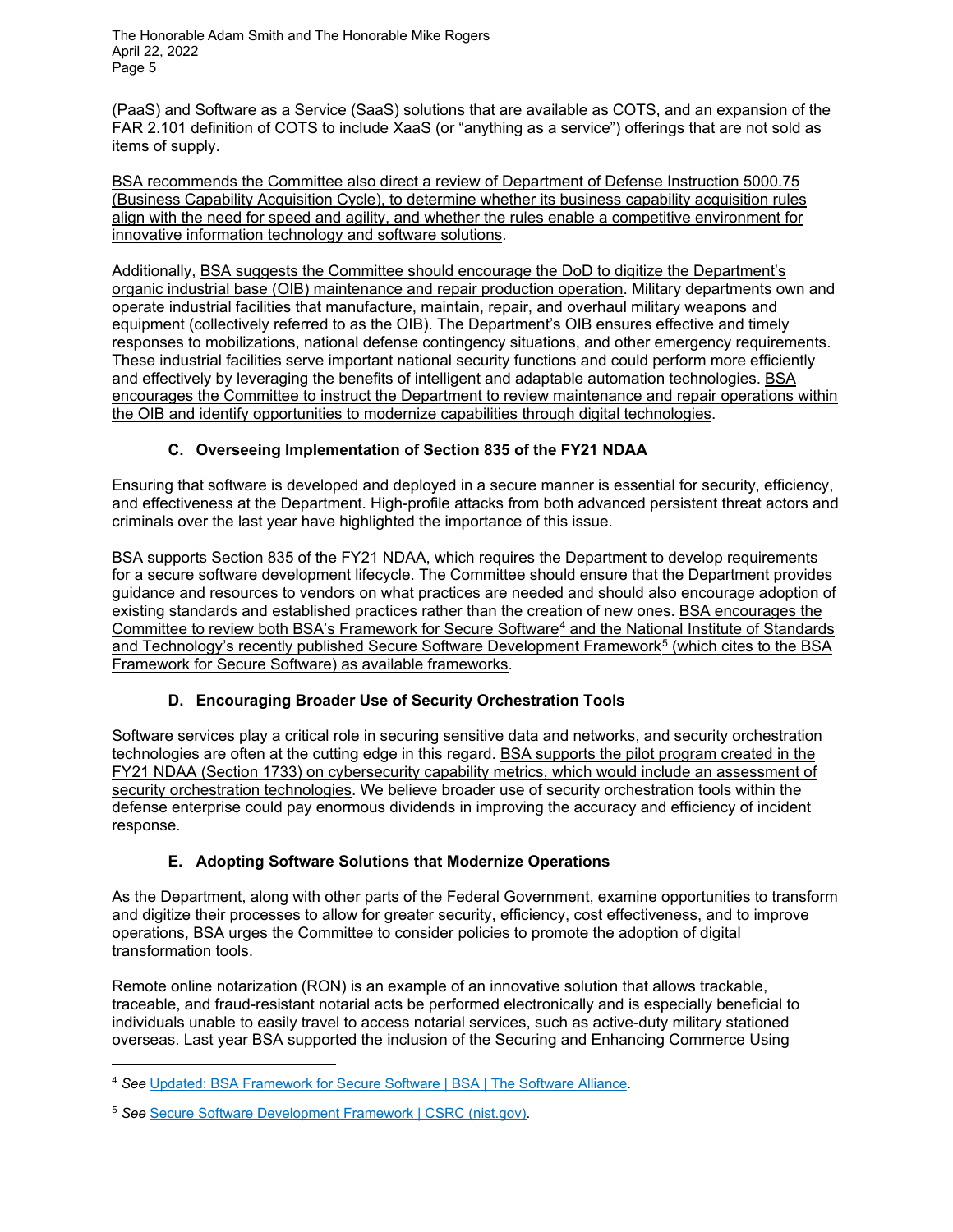(PaaS) and Software as a Service (SaaS) solutions that are available as COTS, and an expansion of the FAR 2.101 definition of COTS to include XaaS (or "anything as a service") offerings that are not sold as items of supply.

BSA recommends the Committee also direct a review of Department of Defense Instruction 5000.75 (Business Capability Acquisition Cycle), to determine whether its business capability acquisition rules align with the need for speed and agility, and whether the rules enable a competitive environment for innovative information technology and software solutions.

Additionally, BSA suggests the Committee should encourage the DoD to digitize the Department's organic industrial base (OIB) maintenance and repair production operation. Military departments own and operate industrial facilities that manufacture, maintain, repair, and overhaul military weapons and equipment (collectively referred to as the OIB). The Department's OIB ensures effective and timely responses to mobilizations, national defense contingency situations, and other emergency requirements. These industrial facilities serve important national security functions and could perform more efficiently and effectively by leveraging the benefits of intelligent and adaptable automation technologies. BSA encourages the Committee to instruct the Department to review maintenance and repair operations within the OIB and identify opportunities to modernize capabilities through digital technologies.

### C. Overseeing Implementation of Section 835 of the FY21 NDAA

Ensuring that software is developed and deployed in a secure manner is essential for security, efficiency, and effectiveness at the Department. High-profile attacks from both advanced persistent threat actors and criminals over the last year have highlighted the importance of this issue.

BSA supports Section 835 of the FY21 NDAA, which requires the Department to develop requirements for a secure software development lifecycle. The Committee should ensure that the Department provides guidance and resources to vendors on what practices are needed and should also encourage adoption of existing standards and established practices rather than the creation of new ones. BSA encourages the Committee to review both BSA's Framework for Secure Software[4] and the National Institute of Standards and Technology's recently published Secure Software Development Framework[5] (which cites to the BSA Framework for Secure Software) as available frameworks.

### D. Encouraging Broader Use of Security Orchestration Tools

Software services play a critical role in securing sensitive data and networks, and security orchestration technologies are often at the cutting edge in this regard. BSA supports the pilot program created in the FY21 NDAA (Section 1733) on cybersecurity capability metrics, which would include an assessment of security orchestration technologies. We believe broader use of security orchestration tools within the defense enterprise could pay enormous dividends in improving the accuracy and efficiency of incident response.

### E. Adopting Software Solutions that Modernize Operations

As the Department, along with other parts of the Federal Government, examine opportunities to transform and digitize their processes to allow for greater security, efficiency, cost effectiveness, and to improve operations, BSA urges the Committee to consider policies to promote the adoption of digital transformation tools.

Remote online notarization (RON) is an example of an innovative solution that allows trackable, traceable, and fraud-resistant notarial acts be performed electronically and is especially beneficial to individuals unable to easily travel to access notarial services, such as active-duty military stationed overseas. Last year BSA supported the inclusion of the Securing and Enhancing Commerce Using

---

[4] *See* Updated: BSA Framework for Secure Software | BSA | The Software Alliance.

[5] *See* Secure Software Development Framework | CSRC (nist.gov).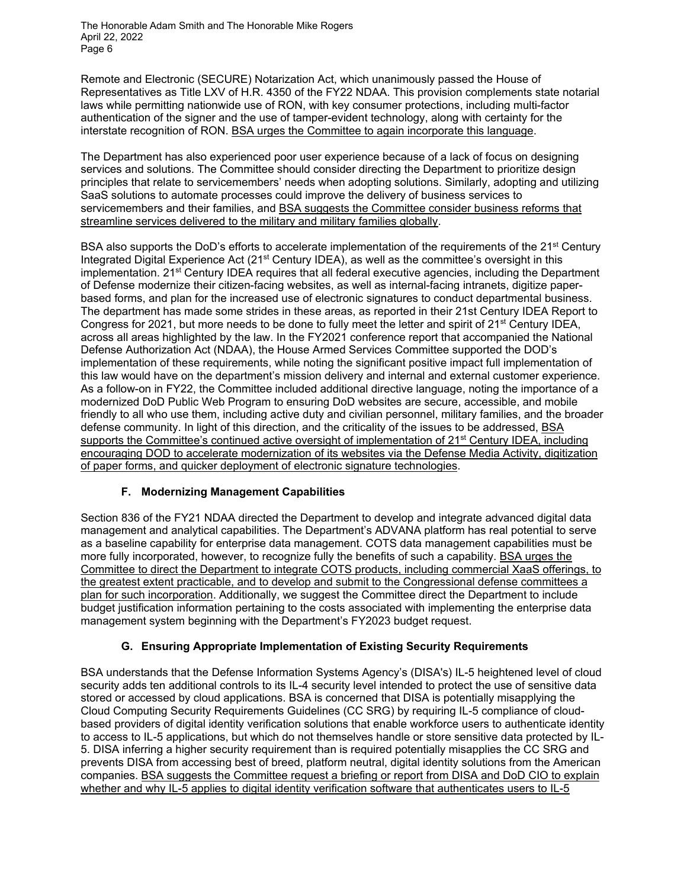Remote and Electronic (SECURE) Notarization Act, which unanimously passed the House of Representatives as Title LXV of H.R. 4350 of the FY22 NDAA. This provision complements state notarial laws while permitting nationwide use of RON, with key consumer protections, including multi-factor authentication of the signer and the use of tamper-evident technology, along with certainty for the interstate recognition of RON. <u>BSA urges the Committee to again incorporate this language</u>.

The Department has also experienced poor user experience because of a lack of focus on designing services and solutions. The Committee should consider directing the Department to prioritize design principles that relate to servicemembers' needs when adopting solutions. Similarly, adopting and utilizing SaaS solutions to automate processes could improve the delivery of business services to servicemembers and their families, and <u>BSA suggests the Committee consider business reforms that streamline services delivered to the military and military families globally</u>.

BSA also supports the DoD's efforts to accelerate implementation of the requirements of the 21st Century Integrated Digital Experience Act (21st Century IDEA), as well as the committee's oversight in this implementation. 21st Century IDEA requires that all federal executive agencies, including the Department of Defense modernize their citizen-facing websites, as well as internal-facing intranets, digitize paper-based forms, and plan for the increased use of electronic signatures to conduct departmental business. The department has made some strides in these areas, as reported in their 21st Century IDEA Report to Congress for 2021, but more needs to be done to fully meet the letter and spirit of 21st Century IDEA, across all areas highlighted by the law. In the FY2021 conference report that accompanied the National Defense Authorization Act (NDAA), the House Armed Services Committee supported the DOD's implementation of these requirements, while noting the significant positive impact full implementation of this law would have on the department's mission delivery and internal and external customer experience. As a follow-on in FY22, the Committee included additional directive language, noting the importance of a modernized DoD Public Web Program to ensuring DoD websites are secure, accessible, and mobile friendly to all who use them, including active duty and civilian personnel, military families, and the broader defense community. In light of this direction, and the criticality of the issues to be addressed, <u>BSA supports the Committee's continued active oversight of implementation of 21st Century IDEA, including encouraging DOD to accelerate modernization of its websites via the Defense Media Activity, digitization of paper forms, and quicker deployment of electronic signature technologies</u>.

### F. Modernizing Management Capabilities

Section 836 of the FY21 NDAA directed the Department to develop and integrate advanced digital data management and analytical capabilities. The Department's ADVANA platform has real potential to serve as a baseline capability for enterprise data management. COTS data management capabilities must be more fully incorporated, however, to recognize fully the benefits of such a capability. <u>BSA urges the Committee to direct the Department to integrate COTS products, including commercial XaaS offerings, to the greatest extent practicable, and to develop and submit to the Congressional defense committees a plan for such incorporation</u>. Additionally, we suggest the Committee direct the Department to include budget justification information pertaining to the costs associated with implementing the enterprise data management system beginning with the Department's FY2023 budget request.

### G. Ensuring Appropriate Implementation of Existing Security Requirements

BSA understands that the Defense Information Systems Agency's (DISA's) IL-5 heightened level of cloud security adds ten additional controls to its IL-4 security level intended to protect the use of sensitive data stored or accessed by cloud applications. BSA is concerned that DISA is potentially misapplying the Cloud Computing Security Requirements Guidelines (CC SRG) by requiring IL-5 compliance of cloud-based providers of digital identity verification solutions that enable workforce users to authenticate identity to access to IL-5 applications, but which do not themselves handle or store sensitive data protected by IL-5. DISA inferring a higher security requirement than is required potentially misapplies the CC SRG and prevents DISA from accessing best of breed, platform neutral, digital identity solutions from the American companies. <u>BSA suggests the Committee request a briefing or report from DISA and DoD CIO to explain whether and why IL-5 applies to digital identity verification software that authenticates users to IL-5</u>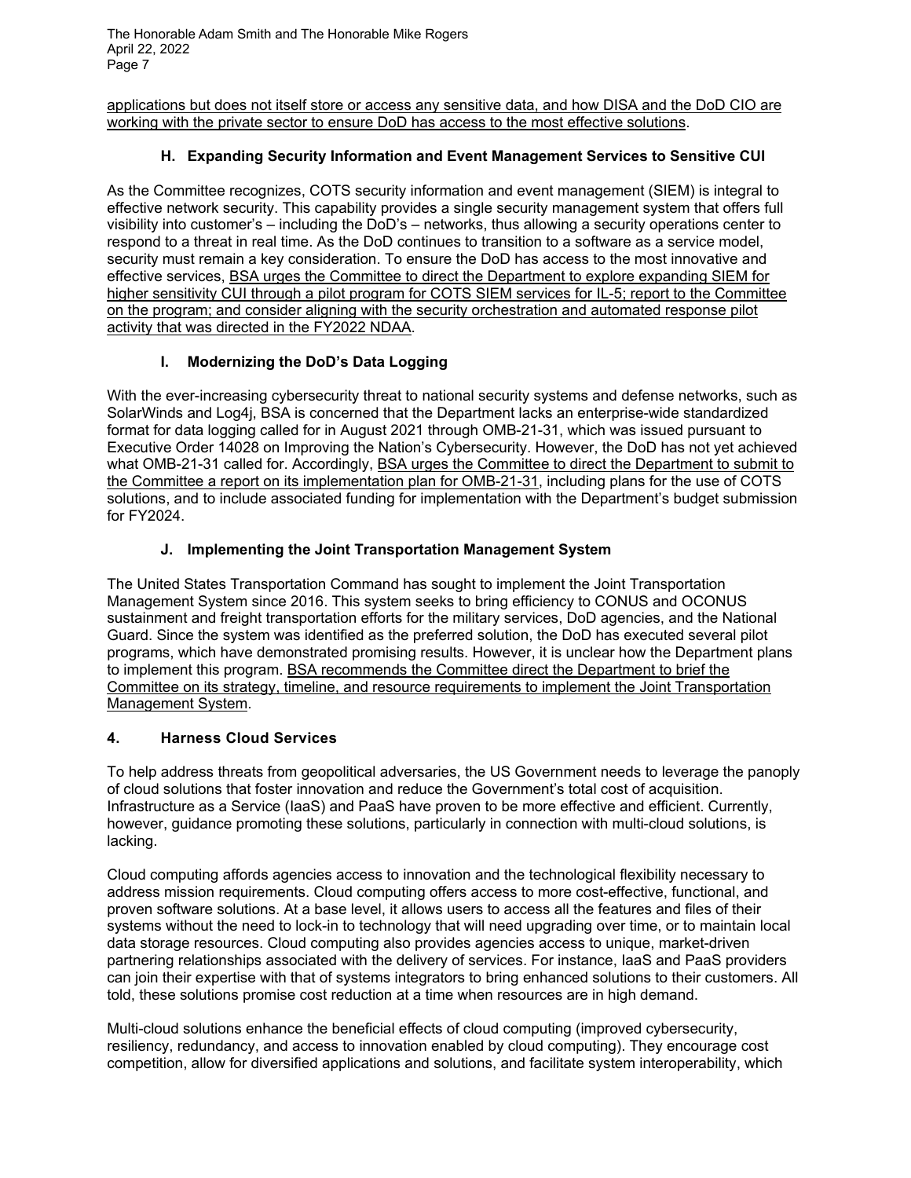applications but does not itself store or access any sensitive data, and how DISA and the DoD CIO are working with the private sector to ensure DoD has access to the most effective solutions.

### H. Expanding Security Information and Event Management Services to Sensitive CUI

As the Committee recognizes, COTS security information and event management (SIEM) is integral to effective network security. This capability provides a single security management system that offers full visibility into customer's – including the DoD's – networks, thus allowing a security operations center to respond to a threat in real time. As the DoD continues to transition to a software as a service model, security must remain a key consideration. To ensure the DoD has access to the most innovative and effective services, BSA urges the Committee to direct the Department to explore expanding SIEM for higher sensitivity CUI through a pilot program for COTS SIEM services for IL-5; report to the Committee on the program; and consider aligning with the security orchestration and automated response pilot activity that was directed in the FY2022 NDAA.

### I. Modernizing the DoD's Data Logging

With the ever-increasing cybersecurity threat to national security systems and defense networks, such as SolarWinds and Log4j, BSA is concerned that the Department lacks an enterprise-wide standardized format for data logging called for in August 2021 through OMB-21-31, which was issued pursuant to Executive Order 14028 on Improving the Nation's Cybersecurity. However, the DoD has not yet achieved what OMB-21-31 called for. Accordingly, BSA urges the Committee to direct the Department to submit to the Committee a report on its implementation plan for OMB-21-31, including plans for the use of COTS solutions, and to include associated funding for implementation with the Department's budget submission for FY2024.

### J. Implementing the Joint Transportation Management System

The United States Transportation Command has sought to implement the Joint Transportation Management System since 2016. This system seeks to bring efficiency to CONUS and OCONUS sustainment and freight transportation efforts for the military services, DoD agencies, and the National Guard. Since the system was identified as the preferred solution, the DoD has executed several pilot programs, which have demonstrated promising results. However, it is unclear how the Department plans to implement this program. BSA recommends the Committee direct the Department to brief the Committee on its strategy, timeline, and resource requirements to implement the Joint Transportation Management System.

## 4. Harness Cloud Services

To help address threats from geopolitical adversaries, the US Government needs to leverage the panoply of cloud solutions that foster innovation and reduce the Government's total cost of acquisition. Infrastructure as a Service (IaaS) and PaaS have proven to be more effective and efficient. Currently, however, guidance promoting these solutions, particularly in connection with multi-cloud solutions, is lacking.

Cloud computing affords agencies access to innovation and the technological flexibility necessary to address mission requirements. Cloud computing offers access to more cost-effective, functional, and proven software solutions. At a base level, it allows users to access all the features and files of their systems without the need to lock-in to technology that will need upgrading over time, or to maintain local data storage resources. Cloud computing also provides agencies access to unique, market-driven partnering relationships associated with the delivery of services. For instance, IaaS and PaaS providers can join their expertise with that of systems integrators to bring enhanced solutions to their customers. All told, these solutions promise cost reduction at a time when resources are in high demand.

Multi-cloud solutions enhance the beneficial effects of cloud computing (improved cybersecurity, resiliency, redundancy, and access to innovation enabled by cloud computing). They encourage cost competition, allow for diversified applications and solutions, and facilitate system interoperability, which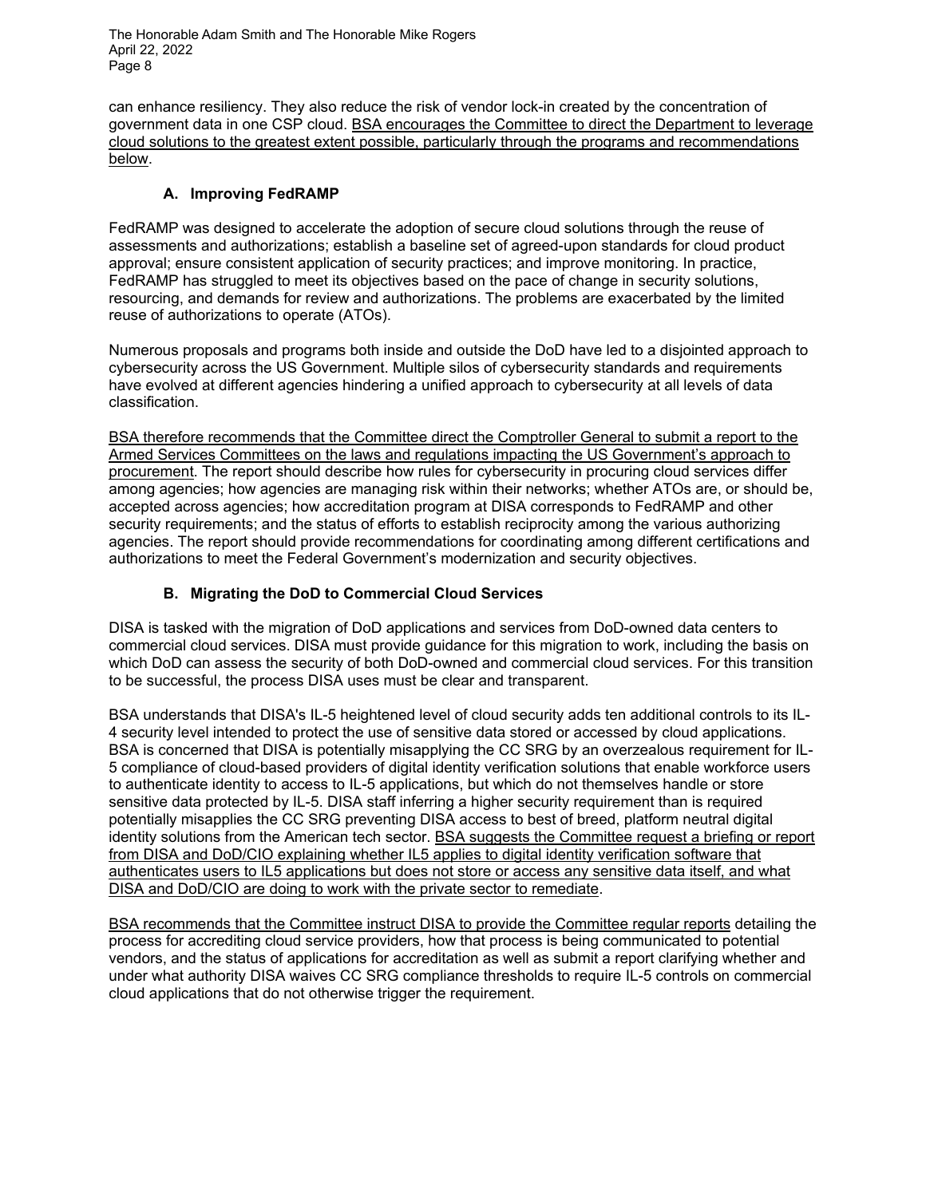can enhance resiliency. They also reduce the risk of vendor lock-in created by the concentration of government data in one CSP cloud. <u>BSA encourages the Committee to direct the Department to leverage cloud solutions to the greatest extent possible, particularly through the programs and recommendations below</u>.

### A. Improving FedRAMP

FedRAMP was designed to accelerate the adoption of secure cloud solutions through the reuse of assessments and authorizations; establish a baseline set of agreed-upon standards for cloud product approval; ensure consistent application of security practices; and improve monitoring. In practice, FedRAMP has struggled to meet its objectives based on the pace of change in security solutions, resourcing, and demands for review and authorizations. The problems are exacerbated by the limited reuse of authorizations to operate (ATOs).

Numerous proposals and programs both inside and outside the DoD have led to a disjointed approach to cybersecurity across the US Government. Multiple silos of cybersecurity standards and requirements have evolved at different agencies hindering a unified approach to cybersecurity at all levels of data classification.

<u>BSA therefore recommends that the Committee direct the Comptroller General to submit a report to the Armed Services Committees on the laws and regulations impacting the US Government's approach to procurement</u>. The report should describe how rules for cybersecurity in procuring cloud services differ among agencies; how agencies are managing risk within their networks; whether ATOs are, or should be, accepted across agencies; how accreditation program at DISA corresponds to FedRAMP and other security requirements; and the status of efforts to establish reciprocity among the various authorizing agencies. The report should provide recommendations for coordinating among different certifications and authorizations to meet the Federal Government's modernization and security objectives.

### B. Migrating the DoD to Commercial Cloud Services

DISA is tasked with the migration of DoD applications and services from DoD-owned data centers to commercial cloud services. DISA must provide guidance for this migration to work, including the basis on which DoD can assess the security of both DoD-owned and commercial cloud services. For this transition to be successful, the process DISA uses must be clear and transparent.

BSA understands that DISA's IL-5 heightened level of cloud security adds ten additional controls to its IL-4 security level intended to protect the use of sensitive data stored or accessed by cloud applications. BSA is concerned that DISA is potentially misapplying the CC SRG by an overzealous requirement for IL-5 compliance of cloud-based providers of digital identity verification solutions that enable workforce users to authenticate identity to access to IL-5 applications, but which do not themselves handle or store sensitive data protected by IL-5. DISA staff inferring a higher security requirement than is required potentially misapplies the CC SRG preventing DISA access to best of breed, platform neutral digital identity solutions from the American tech sector. <u>BSA suggests the Committee request a briefing or report from DISA and DoD/CIO explaining whether IL5 applies to digital identity verification software that authenticates users to IL5 applications but does not store or access any sensitive data itself, and what DISA and DoD/CIO are doing to work with the private sector to remediate</u>.

<u>BSA recommends that the Committee instruct DISA to provide the Committee regular reports</u> detailing the process for accrediting cloud service providers, how that process is being communicated to potential vendors, and the status of applications for accreditation as well as submit a report clarifying whether and under what authority DISA waives CC SRG compliance thresholds to require IL-5 controls on commercial cloud applications that do not otherwise trigger the requirement.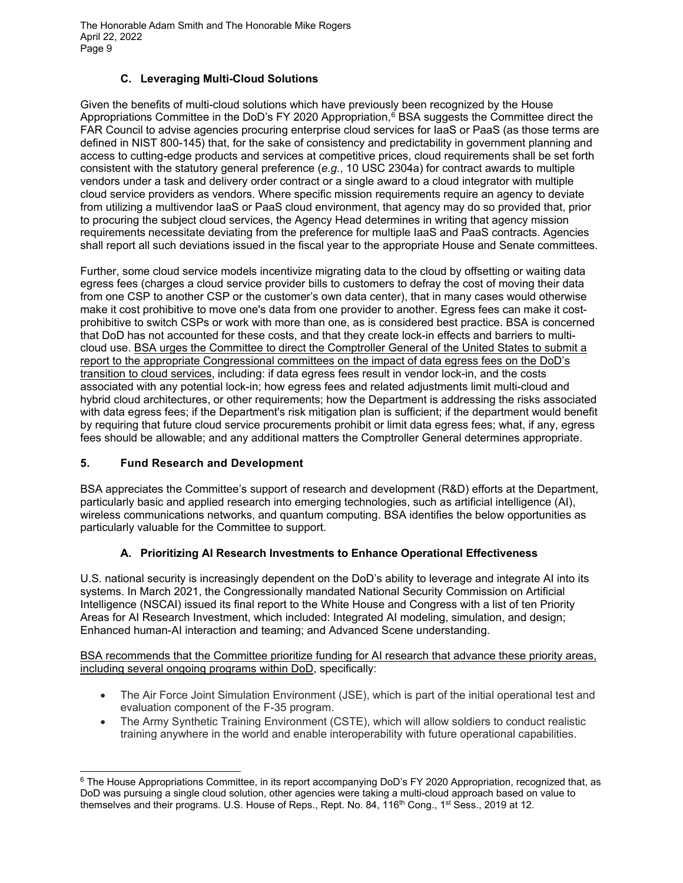### C. Leveraging Multi-Cloud Solutions

Given the benefits of multi-cloud solutions which have previously been recognized by the House Appropriations Committee in the DoD's FY 2020 Appropriation,[6] BSA suggests the Committee direct the FAR Council to advise agencies procuring enterprise cloud services for IaaS or PaaS (as those terms are defined in NIST 800-145) that, for the sake of consistency and predictability in government planning and access to cutting-edge products and services at competitive prices, cloud requirements shall be set forth consistent with the statutory general preference (*e.g.*, 10 USC 2304a) for contract awards to multiple vendors under a task and delivery order contract or a single award to a cloud integrator with multiple cloud service providers as vendors. Where specific mission requirements require an agency to deviate from utilizing a multivendor IaaS or PaaS cloud environment, that agency may do so provided that, prior to procuring the subject cloud services, the Agency Head determines in writing that agency mission requirements necessitate deviating from the preference for multiple IaaS and PaaS contracts. Agencies shall report all such deviations issued in the fiscal year to the appropriate House and Senate committees.

Further, some cloud service models incentivize migrating data to the cloud by offsetting or waiting data egress fees (charges a cloud service provider bills to customers to defray the cost of moving their data from one CSP to another CSP or the customer's own data center), that in many cases would otherwise make it cost prohibitive to move one's data from one provider to another. Egress fees can make it cost-prohibitive to switch CSPs or work with more than one, as is considered best practice. BSA is concerned that DoD has not accounted for these costs, and that they create lock-in effects and barriers to multi-cloud use. BSA urges the Committee to direct the Comptroller General of the United States to submit a report to the appropriate Congressional committees on the impact of data egress fees on the DoD's transition to cloud services, including: if data egress fees result in vendor lock-in, and the costs associated with any potential lock-in; how egress fees and related adjustments limit multi-cloud and hybrid cloud architectures, or other requirements; how the Department is addressing the risks associated with data egress fees; if the Department's risk mitigation plan is sufficient; if the department would benefit by requiring that future cloud service procurements prohibit or limit data egress fees; what, if any, egress fees should be allowable; and any additional matters the Comptroller General determines appropriate.

## 5. Fund Research and Development

BSA appreciates the Committee's support of research and development (R&D) efforts at the Department, particularly basic and applied research into emerging technologies, such as artificial intelligence (AI), wireless communications networks, and quantum computing. BSA identifies the below opportunities as particularly valuable for the Committee to support.

### A. Prioritizing AI Research Investments to Enhance Operational Effectiveness

U.S. national security is increasingly dependent on the DoD's ability to leverage and integrate AI into its systems. In March 2021, the Congressionally mandated National Security Commission on Artificial Intelligence (NSCAI) issued its final report to the White House and Congress with a list of ten Priority Areas for AI Research Investment, which included: Integrated AI modeling, simulation, and design; Enhanced human-AI interaction and teaming; and Advanced Scene understanding.

BSA recommends that the Committee prioritize funding for AI research that advance these priority areas, including several ongoing programs within DoD, specifically:

- The Air Force Joint Simulation Environment (JSE), which is part of the initial operational test and evaluation component of the F-35 program.
- The Army Synthetic Training Environment (CSTE), which will allow soldiers to conduct realistic training anywhere in the world and enable interoperability with future operational capabilities.

[6] The House Appropriations Committee, in its report accompanying DoD's FY 2020 Appropriation, recognized that, as DoD was pursuing a single cloud solution, other agencies were taking a multi-cloud approach based on value to themselves and their programs. U.S. House of Reps., Rept. No. 84, 116th Cong., 1st Sess., 2019 at 12.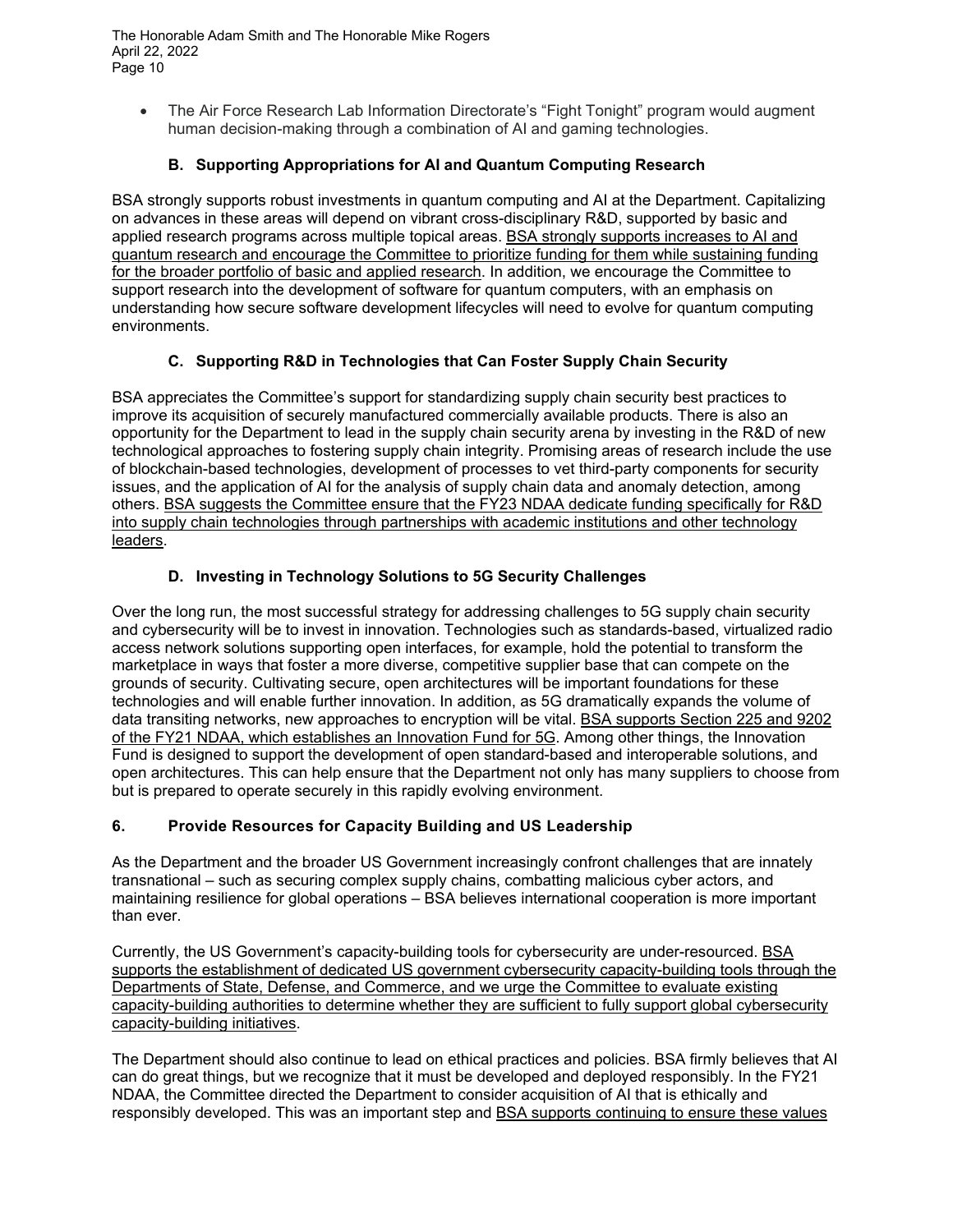- The Air Force Research Lab Information Directorate's "Fight Tonight" program would augment human decision-making through a combination of AI and gaming technologies.

### B. Supporting Appropriations for AI and Quantum Computing Research

BSA strongly supports robust investments in quantum computing and AI at the Department. Capitalizing on advances in these areas will depend on vibrant cross-disciplinary R&D, supported by basic and applied research programs across multiple topical areas. <u>BSA strongly supports increases to AI and quantum research and encourage the Committee to prioritize funding for them while sustaining funding for the broader portfolio of basic and applied research</u>. In addition, we encourage the Committee to support research into the development of software for quantum computers, with an emphasis on understanding how secure software development lifecycles will need to evolve for quantum computing environments.

### C. Supporting R&D in Technologies that Can Foster Supply Chain Security

BSA appreciates the Committee's support for standardizing supply chain security best practices to improve its acquisition of securely manufactured commercially available products. There is also an opportunity for the Department to lead in the supply chain security arena by investing in the R&D of new technological approaches to fostering supply chain integrity. Promising areas of research include the use of blockchain-based technologies, development of processes to vet third-party components for security issues, and the application of AI for the analysis of supply chain data and anomaly detection, among others. <u>BSA suggests the Committee ensure that the FY23 NDAA dedicate funding specifically for R&D into supply chain technologies through partnerships with academic institutions and other technology leaders</u>.

### D. Investing in Technology Solutions to 5G Security Challenges

Over the long run, the most successful strategy for addressing challenges to 5G supply chain security and cybersecurity will be to invest in innovation. Technologies such as standards-based, virtualized radio access network solutions supporting open interfaces, for example, hold the potential to transform the marketplace in ways that foster a more diverse, competitive supplier base that can compete on the grounds of security. Cultivating secure, open architectures will be important foundations for these technologies and will enable further innovation. In addition, as 5G dramatically expands the volume of data transiting networks, new approaches to encryption will be vital. <u>BSA supports Section 225 and 9202 of the FY21 NDAA, which establishes an Innovation Fund for 5G</u>. Among other things, the Innovation Fund is designed to support the development of open standard-based and interoperable solutions, and open architectures. This can help ensure that the Department not only has many suppliers to choose from but is prepared to operate securely in this rapidly evolving environment.

## 6. Provide Resources for Capacity Building and US Leadership

As the Department and the broader US Government increasingly confront challenges that are innately transnational – such as securing complex supply chains, combatting malicious cyber actors, and maintaining resilience for global operations – BSA believes international cooperation is more important than ever.

Currently, the US Government's capacity-building tools for cybersecurity are under-resourced. <u>BSA supports the establishment of dedicated US government cybersecurity capacity-building tools through the Departments of State, Defense, and Commerce, and we urge the Committee to evaluate existing capacity-building authorities to determine whether they are sufficient to fully support global cybersecurity capacity-building initiatives</u>.

The Department should also continue to lead on ethical practices and policies. BSA firmly believes that AI can do great things, but we recognize that it must be developed and deployed responsibly. In the FY21 NDAA, the Committee directed the Department to consider acquisition of AI that is ethically and responsibly developed. This was an important step and <u>BSA supports continuing to ensure these values</u>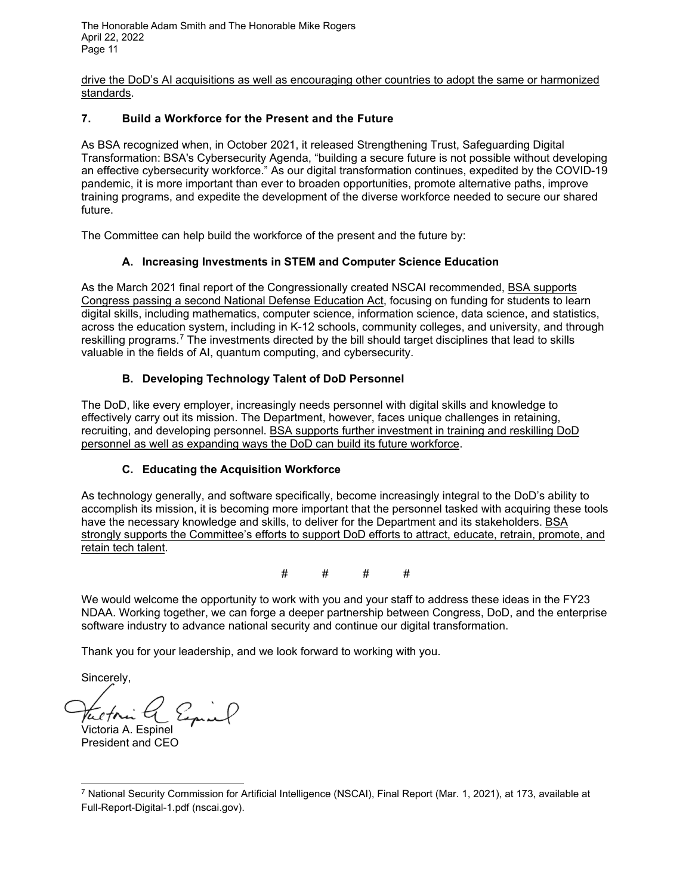drive the DoD's AI acquisitions as well as encouraging other countries to adopt the same or harmonized standards.

## 7. Build a Workforce for the Present and the Future

As BSA recognized when, in October 2021, it released Strengthening Trust, Safeguarding Digital Transformation: BSA's Cybersecurity Agenda, "building a secure future is not possible without developing an effective cybersecurity workforce." As our digital transformation continues, expedited by the COVID-19 pandemic, it is more important than ever to broaden opportunities, promote alternative paths, improve training programs, and expedite the development of the diverse workforce needed to secure our shared future.

The Committee can help build the workforce of the present and the future by:

### A. Increasing Investments in STEM and Computer Science Education

As the March 2021 final report of the Congressionally created NSCAI recommended, BSA supports Congress passing a second National Defense Education Act, focusing on funding for students to learn digital skills, including mathematics, computer science, information science, data science, and statistics, across the education system, including in K-12 schools, community colleges, and university, and through reskilling programs.[7] The investments directed by the bill should target disciplines that lead to skills valuable in the fields of AI, quantum computing, and cybersecurity.

### B. Developing Technology Talent of DoD Personnel

The DoD, like every employer, increasingly needs personnel with digital skills and knowledge to effectively carry out its mission. The Department, however, faces unique challenges in retaining, recruiting, and developing personnel. BSA supports further investment in training and reskilling DoD personnel as well as expanding ways the DoD can build its future workforce.

### C. Educating the Acquisition Workforce

As technology generally, and software specifically, become increasingly integral to the DoD's ability to accomplish its mission, it is becoming more important that the personnel tasked with acquiring these tools have the necessary knowledge and skills, to deliver for the Department and its stakeholders. BSA strongly supports the Committee's efforts to support DoD efforts to attract, educate, retrain, promote, and retain tech talent.

# # # #

We would welcome the opportunity to work with you and your staff to address these ideas in the FY23 NDAA. Working together, we can forge a deeper partnership between Congress, DoD, and the enterprise software industry to advance national security and continue our digital transformation.

Thank you for your leadership, and we look forward to working with you.

Sincerely,

Victoria A. Espinel
President and CEO

---

[7] National Security Commission for Artificial Intelligence (NSCAI), Final Report (Mar. 1, 2021), at 173, available at Full-Report-Digital-1.pdf (nscai.gov).